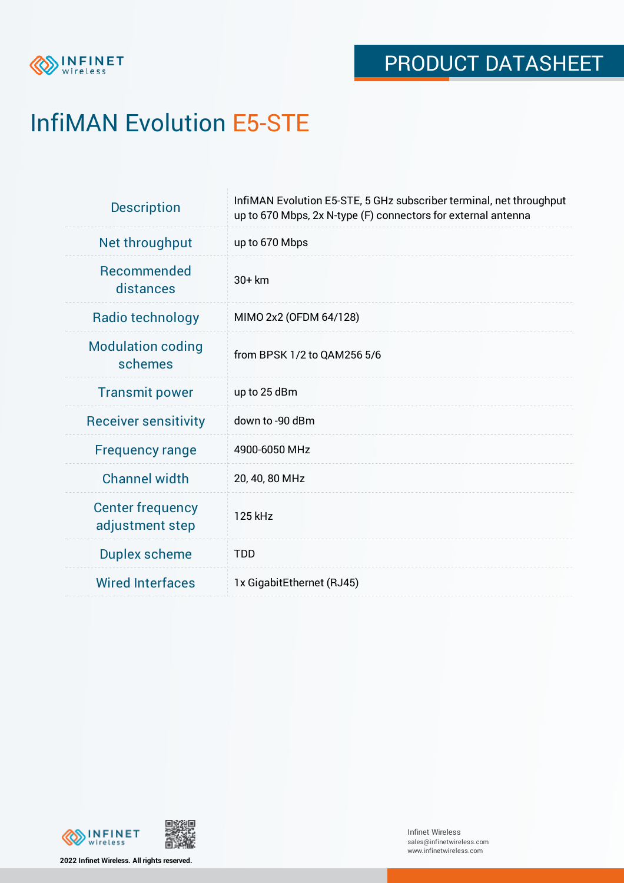PRODUCT DATASHEET

# InfiMAN Evolution E5-STE

| | |
|---|---|
| Description | InfiMAN Evolution E5-STE, 5 GHz subscriber terminal, net throughput up to 670 Mbps, 2x N-type (F) connectors for external antenna |
| Net throughput | up to 670 Mbps |
| Recommended distances | 30+ km |
| Radio technology | MIMO 2x2 (OFDM 64/128) |
| Modulation coding schemes | from BPSK 1/2 to QAM256 5/6 |
| Transmit power | up to 25 dBm |
| Receiver sensitivity | down to -90 dBm |
| Frequency range | 4900-6050 MHz |
| Channel width | 20, 40, 80 MHz |
| Center frequency adjustment step | 125 kHz |
| Duplex scheme | TDD |
| Wired Interfaces | 1x GigabitEthernet (RJ45) |

2022 Infinet Wireless. All rights reserved.

Infinet Wireless
sales@infinetwireless.com
www.infinetwireless.com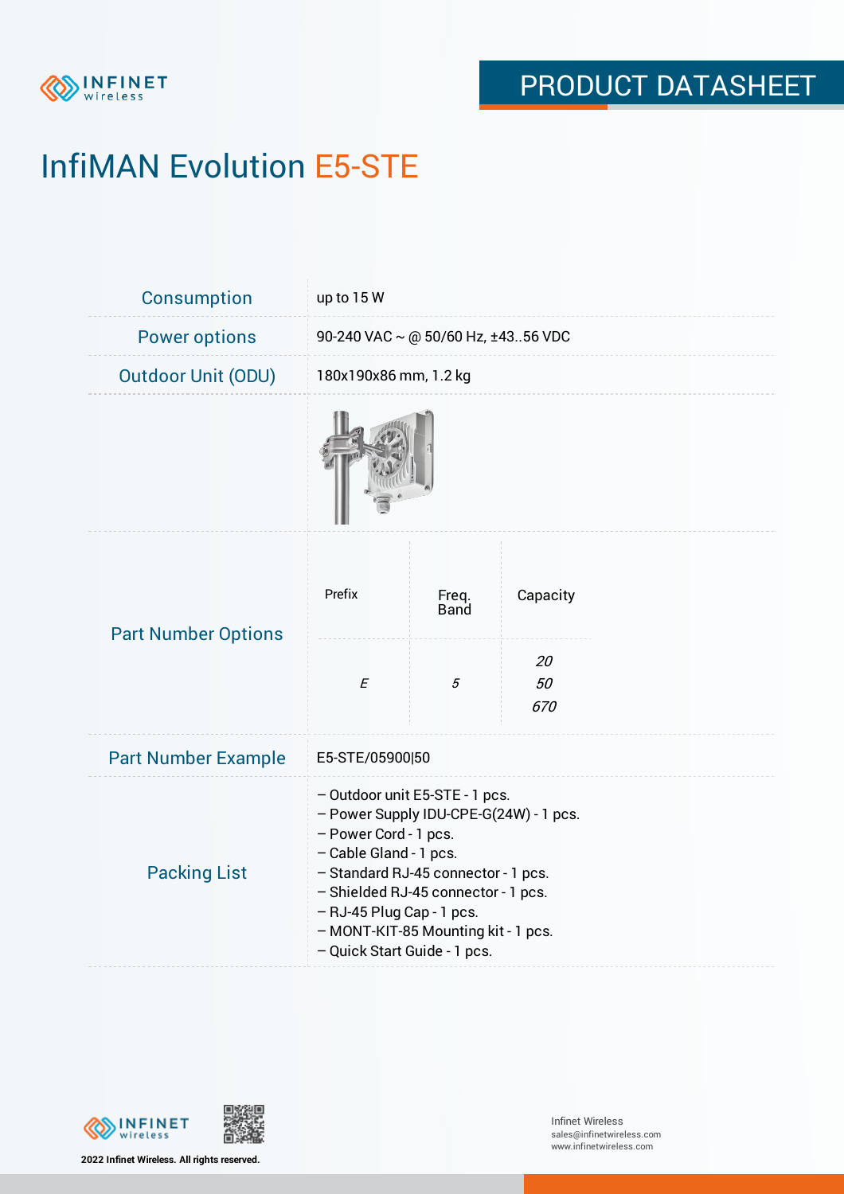# InfiMAN Evolution E5-STE

| | |
|---|---|
| Consumption | up to 15 W |
| Power options | 90-240 VAC ~ @ 50/60 Hz, ±43..56 VDC |
| Outdoor Unit (ODU) | 180x190x86 mm, 1.2 kg |

**Part Number Options**

| Prefix | Freq. Band | Capacity |
|---|---|---|
| *E* | *5* | *20*<br>*50*<br>*670* |

| | |
|---|---|
| Part Number Example | E5-STE/05900\|50 |

**Packing List**

- Outdoor unit E5-STE - 1 pcs.
- Power Supply IDU-CPE-G(24W) - 1 pcs.
- Power Cord - 1 pcs.
- Cable Gland - 1 pcs.
- Standard RJ-45 connector - 1 pcs.
- Shielded RJ-45 connector - 1 pcs.
- RJ-45 Plug Cap - 1 pcs.
- MONT-KIT-85 Mounting kit - 1 pcs.
- Quick Start Guide - 1 pcs.

2022 Infinet Wireless. All rights reserved.

Infinet Wireless
sales@infinetwireless.com
www.infinetwireless.com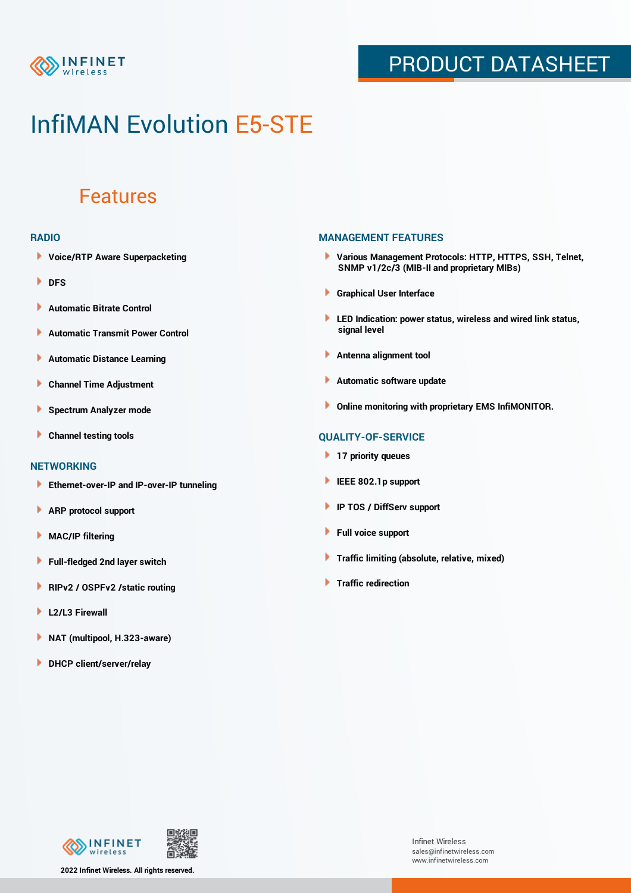# InfiMAN Evolution E5-STE

## Features

### RADIO

- Voice/RTP Aware Superpacketing
- DFS
- Automatic Bitrate Control
- Automatic Transmit Power Control
- Automatic Distance Learning
- Channel Time Adjustment
- Spectrum Analyzer mode
- Channel testing tools

### NETWORKING

- Ethernet-over-IP and IP-over-IP tunneling
- ARP protocol support
- MAC/IP filtering
- Full-fledged 2nd layer switch
- RIPv2 / OSPFv2 /static routing
- L2/L3 Firewall
- NAT (multipool, H.323-aware)
- DHCP client/server/relay

### MANAGEMENT FEATURES

- Various Management Protocols: HTTP, HTTPS, SSH, Telnet, SNMP v1/2c/3 (MIB-II and proprietary MIBs)
- Graphical User Interface
- LED Indication: power status, wireless and wired link status, signal level
- Antenna alignment tool
- Automatic software update
- Online monitoring with proprietary EMS InfiMONITOR.

### QUALITY-OF-SERVICE

- 17 priority queues
- IEEE 802.1p support
- IP TOS / DiffServ support
- Full voice support
- Traffic limiting (absolute, relative, mixed)
- Traffic redirection

2022 Infinet Wireless. All rights reserved.

Infinet Wireless
sales@infinetwireless.com
www.infinetwireless.com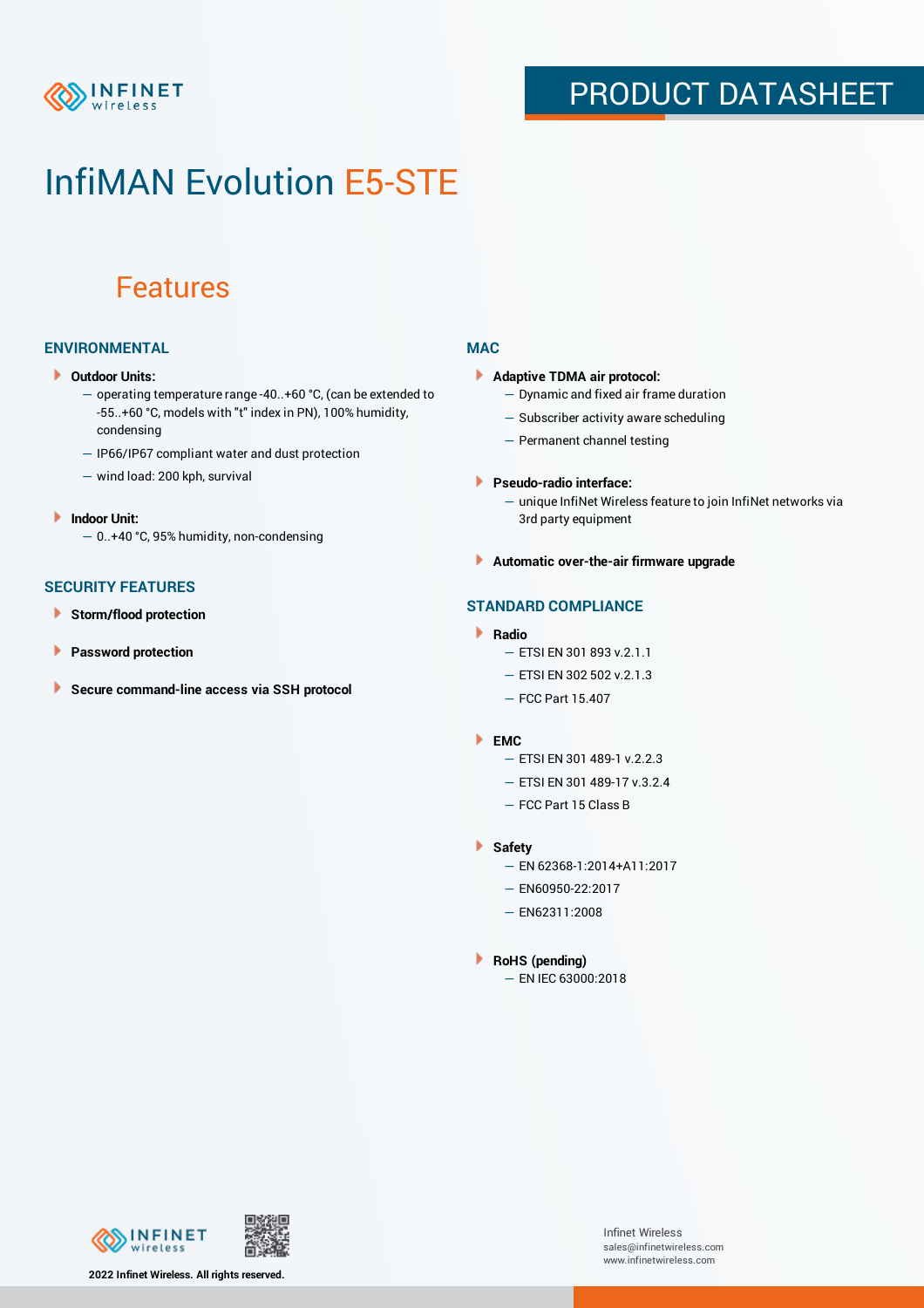# InfiMAN Evolution E5-STE

## Features

### ENVIRONMENTAL

- **Outdoor Units:**
  - operating temperature range -40..+60 °C, (can be extended to -55..+60 °C, models with "t" index in PN), 100% humidity, condensing
  - IP66/IP67 compliant water and dust protection
  - wind load: 200 kph, survival
- **Indoor Unit:**
  - 0..+40 °C, 95% humidity, non-condensing

### SECURITY FEATURES

- **Storm/flood protection**
- **Password protection**
- **Secure command-line access via SSH protocol**

### MAC

- **Adaptive TDMA air protocol:**
  - Dynamic and fixed air frame duration
  - Subscriber activity aware scheduling
  - Permanent channel testing
- **Pseudo-radio interface:**
  - unique InfiNet Wireless feature to join InfiNet networks via 3rd party equipment
- **Automatic over-the-air firmware upgrade**

### STANDARD COMPLIANCE

- **Radio**
  - ETSI EN 301 893 v.2.1.1
  - ETSI EN 302 502 v.2.1.3
  - FCC Part 15.407
- **EMC**
  - ETSI EN 301 489-1 v.2.2.3
  - ETSI EN 301 489-17 v.3.2.4
  - FCC Part 15 Class B
- **Safety**
  - EN 62368-1:2014+A11:2017
  - EN60950-22:2017
  - EN62311:2008
- **RoHS (pending)**
  - EN IEC 63000:2018

2022 Infinet Wireless. All rights reserved.

Infinet Wireless
sales@infinetwireless.com
www.infinetwireless.com